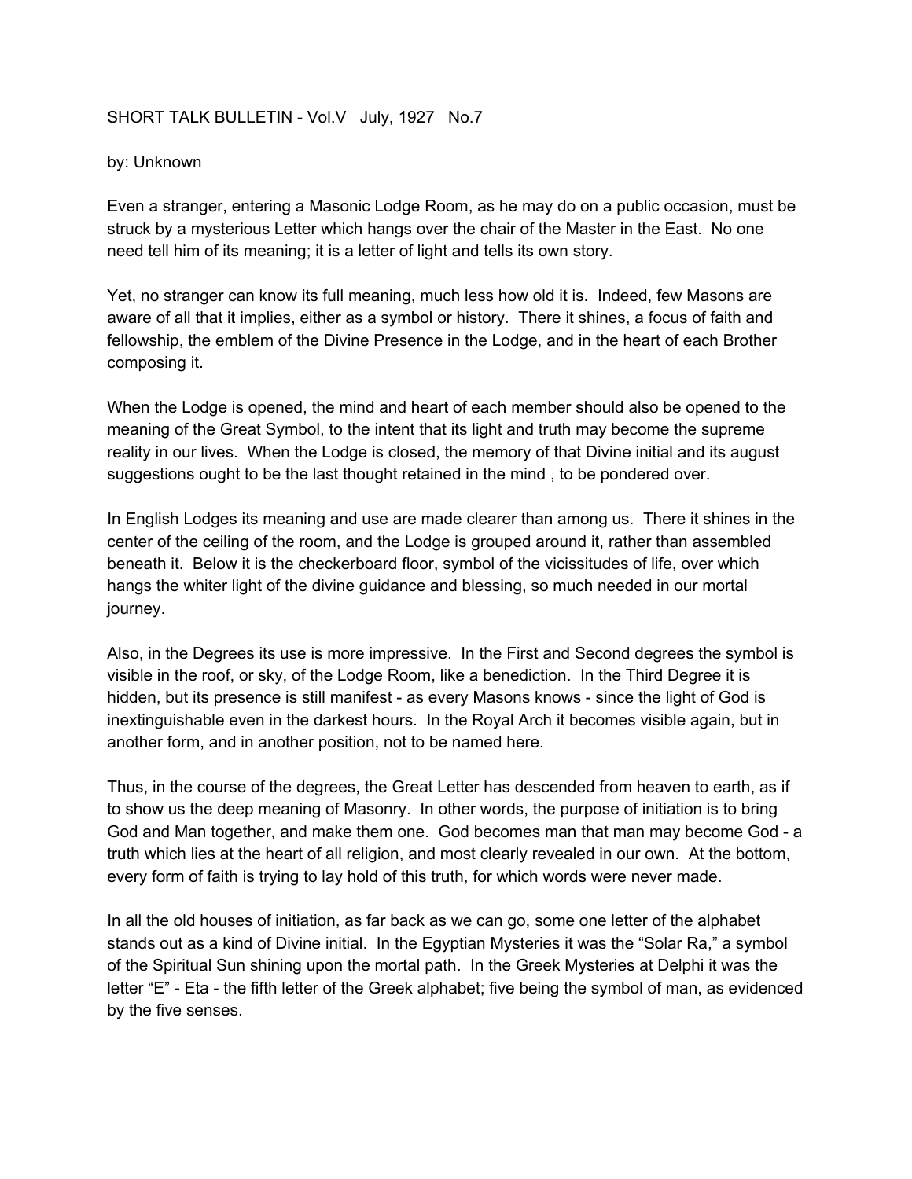SHORT TALK BULLETIN - Vol.V   July, 1927   No.7

by: Unknown

Even a stranger, entering a Masonic Lodge Room, as he may do on a public occasion, must be struck by a mysterious Letter which hangs over the chair of the Master in the East.  No one need tell him of its meaning; it is a letter of light and tells its own story.

Yet, no stranger can know its full meaning, much less how old it is.  Indeed, few Masons are aware of all that it implies, either as a symbol or history.  There it shines, a focus of faith and fellowship, the emblem of the Divine Presence in the Lodge, and in the heart of each Brother composing it.

When the Lodge is opened, the mind and heart of each member should also be opened to the meaning of the Great Symbol, to the intent that its light and truth may become the supreme reality in our lives.  When the Lodge is closed, the memory of that Divine initial and its august suggestions ought to be the last thought retained in the mind , to be pondered over.

In English Lodges its meaning and use are made clearer than among us.  There it shines in the center of the ceiling of the room, and the Lodge is grouped around it, rather than assembled beneath it.  Below it is the checkerboard floor, symbol of the vicissitudes of life, over which hangs the whiter light of the divine guidance and blessing, so much needed in our mortal journey.

Also, in the Degrees its use is more impressive.  In the First and Second degrees the symbol is visible in the roof, or sky, of the Lodge Room, like a benediction.  In the Third Degree it is hidden, but its presence is still manifest - as every Masons knows - since the light of God is inextinguishable even in the darkest hours.  In the Royal Arch it becomes visible again, but in another form, and in another position, not to be named here.

Thus, in the course of the degrees, the Great Letter has descended from heaven to earth, as if to show us the deep meaning of Masonry.  In other words, the purpose of initiation is to bring God and Man together, and make them one.  God becomes man that man may become God - a truth which lies at the heart of all religion, and most clearly revealed in our own.  At the bottom, every form of faith is trying to lay hold of this truth, for which words were never made.

In all the old houses of initiation, as far back as we can go, some one letter of the alphabet stands out as a kind of Divine initial.  In the Egyptian Mysteries it was the "Solar Ra," a symbol of the Spiritual Sun shining upon the mortal path.  In the Greek Mysteries at Delphi it was the letter "E" - Eta - the fifth letter of the Greek alphabet; five being the symbol of man, as evidenced by the five senses.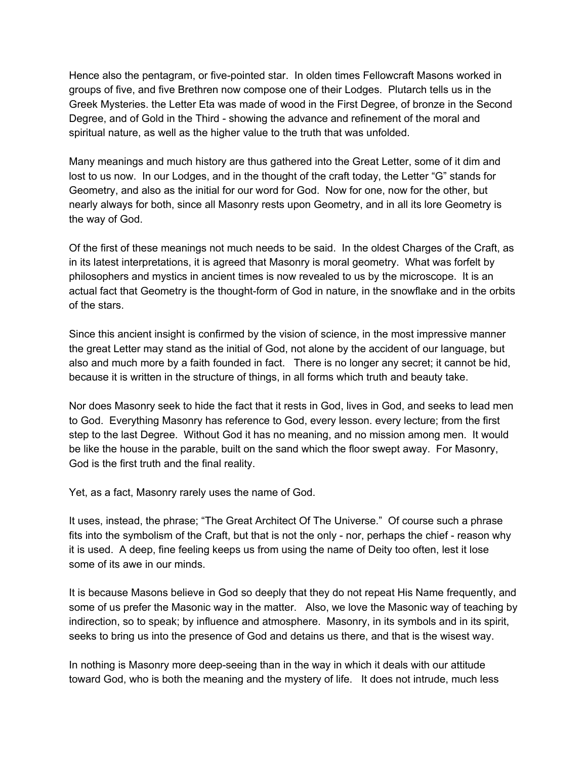Hence also the pentagram, or five-pointed star. In olden times Fellowcraft Masons worked in groups of five, and five Brethren now compose one of their Lodges. Plutarch tells us in the Greek Mysteries. the Letter Eta was made of wood in the First Degree, of bronze in the Second Degree, and of Gold in the Third - showing the advance and refinement of the moral and spiritual nature, as well as the higher value to the truth that was unfolded.

Many meanings and much history are thus gathered into the Great Letter, some of it dim and lost to us now. In our Lodges, and in the thought of the craft today, the Letter "G" stands for Geometry, and also as the initial for our word for God. Now for one, now for the other, but nearly always for both, since all Masonry rests upon Geometry, and in all its lore Geometry is the way of God.

Of the first of these meanings not much needs to be said. In the oldest Charges of the Craft, as in its latest interpretations, it is agreed that Masonry is moral geometry. What was forfelt by philosophers and mystics in ancient times is now revealed to us by the microscope. It is an actual fact that Geometry is the thought-form of God in nature, in the snowflake and in the orbits of the stars.

Since this ancient insight is confirmed by the vision of science, in the most impressive manner the great Letter may stand as the initial of God, not alone by the accident of our language, but also and much more by a faith founded in fact. There is no longer any secret; it cannot be hid, because it is written in the structure of things, in all forms which truth and beauty take.

Nor does Masonry seek to hide the fact that it rests in God, lives in God, and seeks to lead men to God. Everything Masonry has reference to God, every lesson. every lecture; from the first step to the last Degree. Without God it has no meaning, and no mission among men. It would be like the house in the parable, built on the sand which the floor swept away. For Masonry, God is the first truth and the final reality.

Yet, as a fact, Masonry rarely uses the name of God.

It uses, instead, the phrase; "The Great Architect Of The Universe." Of course such a phrase fits into the symbolism of the Craft, but that is not the only - nor, perhaps the chief - reason why it is used. A deep, fine feeling keeps us from using the name of Deity too often, lest it lose some of its awe in our minds.

It is because Masons believe in God so deeply that they do not repeat His Name frequently, and some of us prefer the Masonic way in the matter. Also, we love the Masonic way of teaching by indirection, so to speak; by influence and atmosphere. Masonry, in its symbols and in its spirit, seeks to bring us into the presence of God and detains us there, and that is the wisest way.

In nothing is Masonry more deep-seeing than in the way in which it deals with our attitude toward God, who is both the meaning and the mystery of life. It does not intrude, much less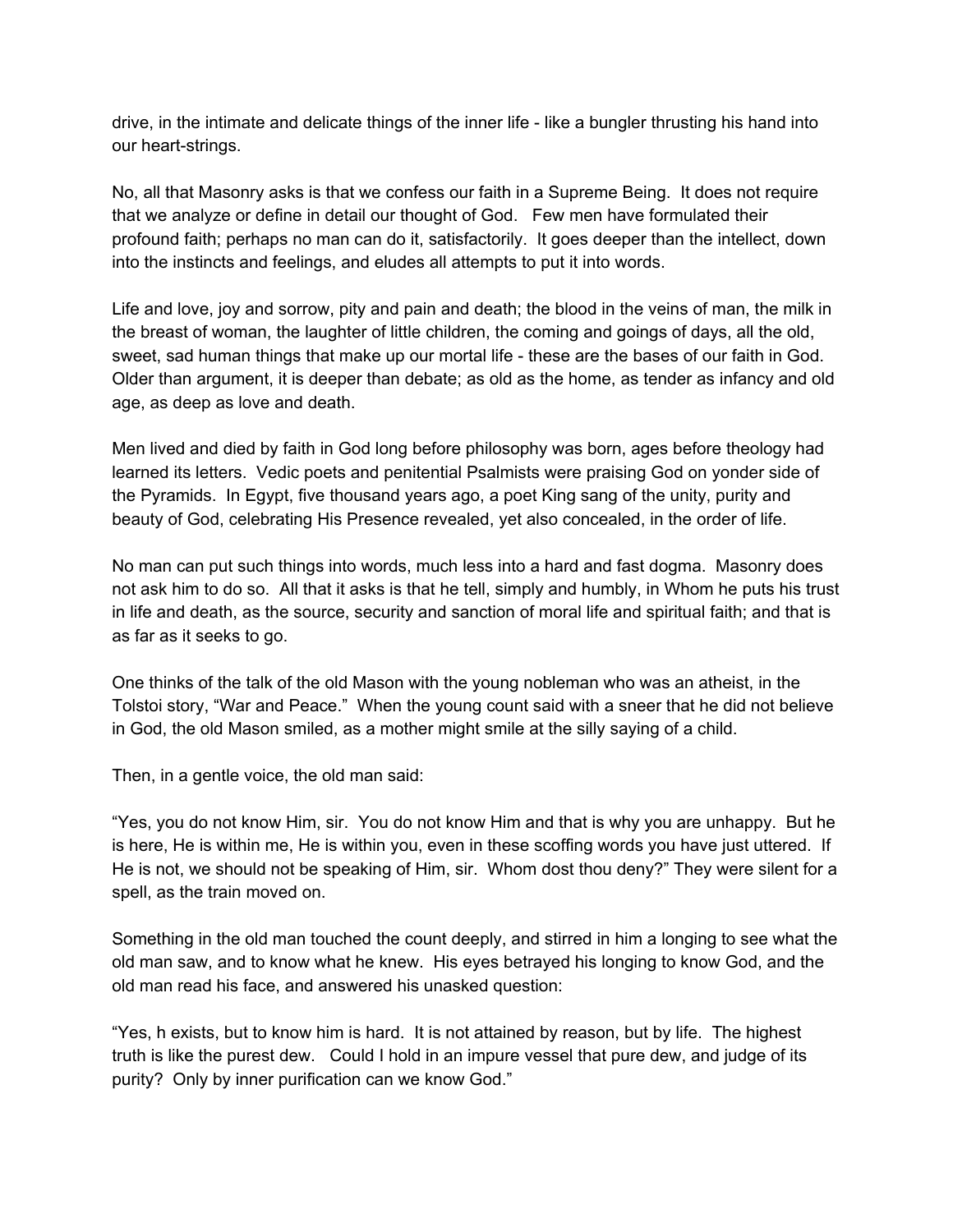drive, in the intimate and delicate things of the inner life - like a bungler thrusting his hand into our heart-strings.

No, all that Masonry asks is that we confess our faith in a Supreme Being. It does not require that we analyze or define in detail our thought of God. Few men have formulated their profound faith; perhaps no man can do it, satisfactorily. It goes deeper than the intellect, down into the instincts and feelings, and eludes all attempts to put it into words.

Life and love, joy and sorrow, pity and pain and death; the blood in the veins of man, the milk in the breast of woman, the laughter of little children, the coming and goings of days, all the old, sweet, sad human things that make up our mortal life - these are the bases of our faith in God. Older than argument, it is deeper than debate; as old as the home, as tender as infancy and old age, as deep as love and death.

Men lived and died by faith in God long before philosophy was born, ages before theology had learned its letters. Vedic poets and penitential Psalmists were praising God on yonder side of the Pyramids. In Egypt, five thousand years ago, a poet King sang of the unity, purity and beauty of God, celebrating His Presence revealed, yet also concealed, in the order of life.

No man can put such things into words, much less into a hard and fast dogma. Masonry does not ask him to do so. All that it asks is that he tell, simply and humbly, in Whom he puts his trust in life and death, as the source, security and sanction of moral life and spiritual faith; and that is as far as it seeks to go.

One thinks of the talk of the old Mason with the young nobleman who was an atheist, in the Tolstoi story, "War and Peace." When the young count said with a sneer that he did not believe in God, the old Mason smiled, as a mother might smile at the silly saying of a child.

Then, in a gentle voice, the old man said:

"Yes, you do not know Him, sir. You do not know Him and that is why you are unhappy. But he is here, He is within me, He is within you, even in these scoffing words you have just uttered. If He is not, we should not be speaking of Him, sir. Whom dost thou deny?" They were silent for a spell, as the train moved on.

Something in the old man touched the count deeply, and stirred in him a longing to see what the old man saw, and to know what he knew. His eyes betrayed his longing to know God, and the old man read his face, and answered his unasked question:

"Yes, h exists, but to know him is hard. It is not attained by reason, but by life. The highest truth is like the purest dew. Could I hold in an impure vessel that pure dew, and judge of its purity? Only by inner purification can we know God."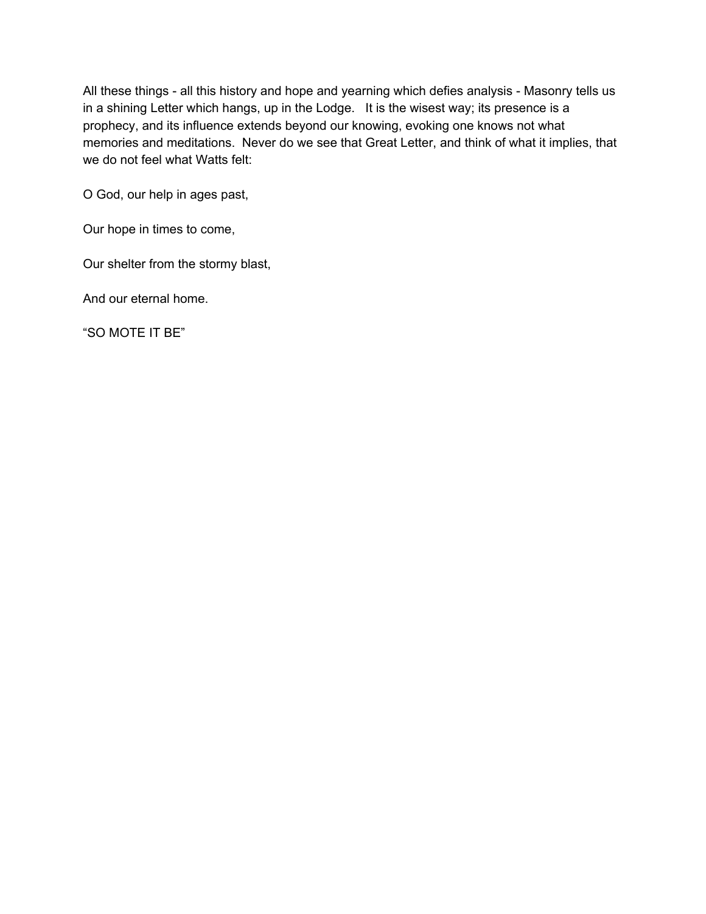All these things - all this history and hope and yearning which defies analysis - Masonry tells us in a shining Letter which hangs, up in the Lodge.   It is the wisest way; its presence is a prophecy, and its influence extends beyond our knowing, evoking one knows not what memories and meditations.  Never do we see that Great Letter, and think of what it implies, that we do not feel what Watts felt:

O God, our help in ages past,

Our hope in times to come,

Our shelter from the stormy blast,

And our eternal home.

“SO MOTE IT BE”